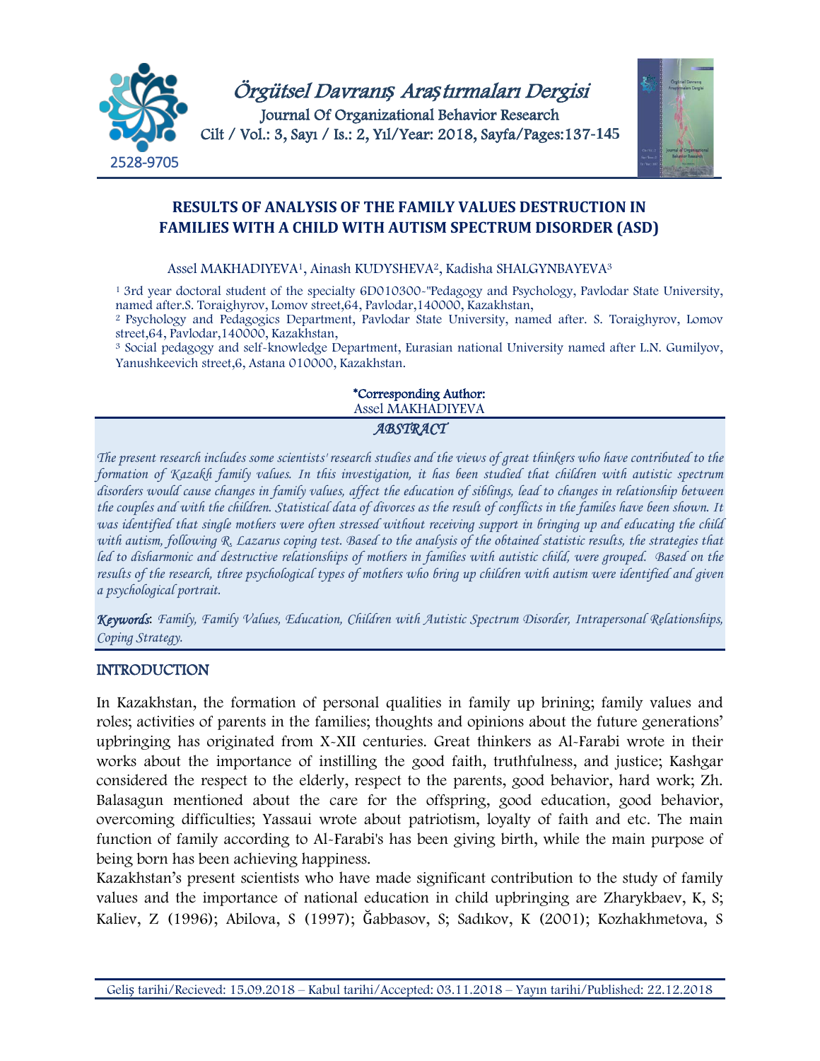# RESULTS OF ANALYSIS OF THE FAMILY VALUES DESTRUCTION IN FAMILIES WITH A CHILD WITH AUTISM SPECTRUM DISORDER (ASD)

Assel MAKHADIYEVA[1], Ainash KUDYSHEVA[2], Kadisha SHALGYNBAYEVA[3]

[1] 3rd year doctoral student of the specialty 6D010300-"Pedagogy and Psychology, Pavlodar State University, named after.S. Toraighyrov, Lomov street,64, Pavlodar,140000, Kazakhstan,

[2] Psychology and Pedagogics Department, Pavlodar State University, named after. S. Toraighyrov, Lomov street,64, Pavlodar,140000, Kazakhstan,

[3] Social pedagogy and self-knowledge Department, Eurasian national University named after L.N. Gumilyov, Yanushkeevich street,6, Astana 010000, Kazakhstan.

**\*Corresponding Author:**
Assel MAKHADIYEVA

## *ABSTRACT*

*The present research includes some scientists' research studies and the views of great thinkers who have contributed to the formation of Kazakh family values. In this investigation, it has been studied that children with autistic spectrum disorders would cause changes in family values, affect the education of siblings, lead to changes in relationship between the couples and with the children. Statistical data of divorces as the result of conflicts in the familes have been shown. It was identified that single mothers were often stressed without receiving support in bringing up and educating the child with autism, following R. Lazarus coping test. Based to the analysis of the obtained statistic results, the strategies that led to disharmonic and destructive relationships of mothers in families with autistic child, were grouped. Based on the results of the research, three psychological types of mothers who bring up children with autism were identified and given a psychological portrait.*

***Keywords**: Family, Family Values, Education, Children with Autistic Spectrum Disorder, Intrapersonal Relationships, Coping Strategy.*

## INTRODUCTION

In Kazakhstan, the formation of personal qualities in family up brining; family values and roles; activities of parents in the families; thoughts and opinions about the future generations' upbringing has originated from X-XII centuries. Great thinkers as Al-Farabi wrote in their works about the importance of instilling the good faith, truthfulness, and justice; Kashgar considered the respect to the elderly, respect to the parents, good behavior, hard work; Zh. Balasagun mentioned about the care for the offspring, good education, good behavior, overcoming difficulties; Yassaui wrote about patriotism, loyalty of faith and etc. The main function of family according to Al-Farabi's has been giving birth, while the main purpose of being born has been achieving happiness.

Kazakhstan's present scientists who have made significant contribution to the study of family values and the importance of national education in child upbringing are Zharykbaev, K, S; Kaliev, Z (1996); Abilova, S (1997); Ğabbasov, S; Sadıkov, K (2001); Kozhakhmetova, S

Geliş tarihi/Recieved: 15.09.2018 – Kabul tarihi/Accepted: 03.11.2018 – Yayın tarihi/Published: 22.12.2018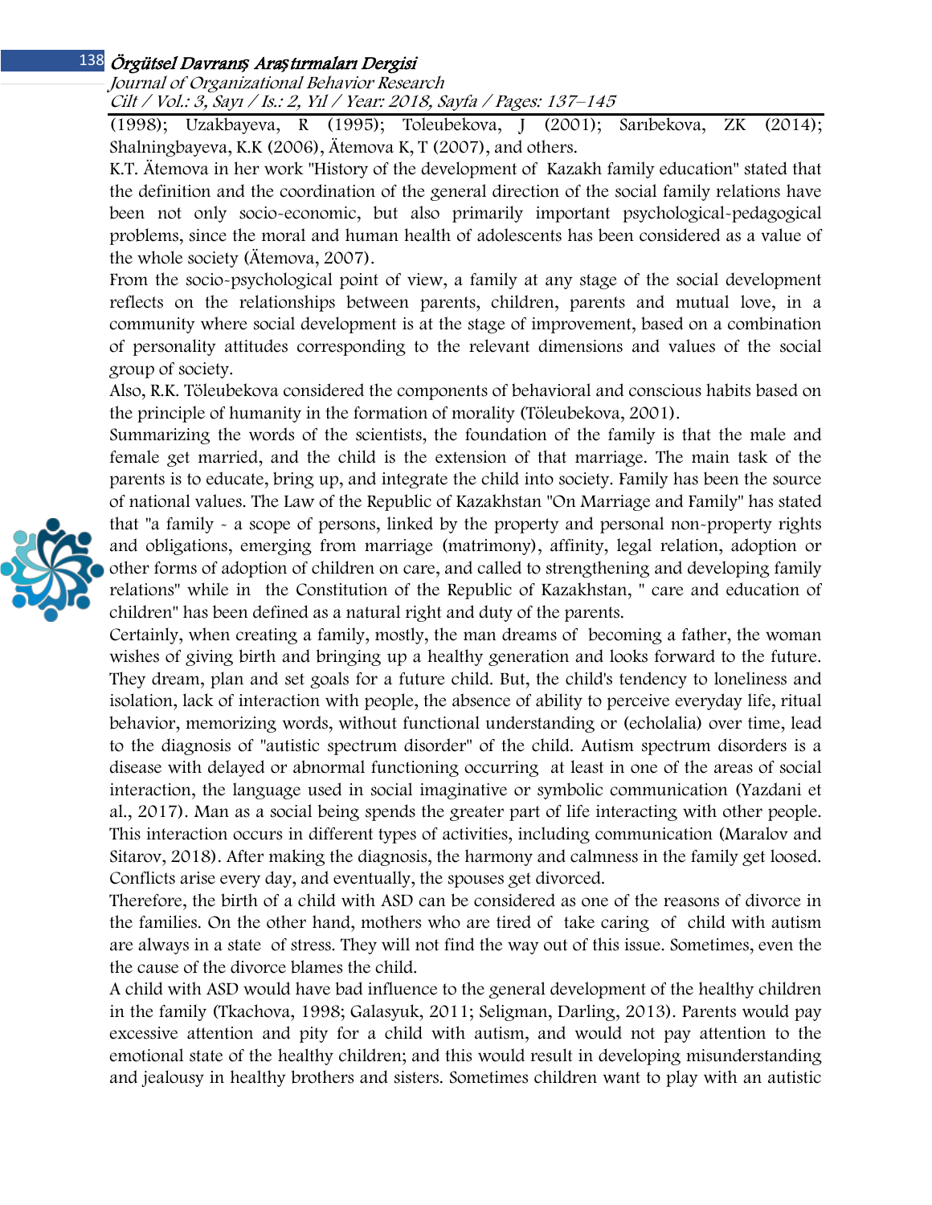(1998); Uzakbayeva, R (1995); Toleubekova, J (2001); Sarıbekova, ZK (2014); Shalningbayeva, K.K (2006), Ätemova K, T (2007), and others.

K.T. Ätemova in her work "History of the development of Kazakh family education" stated that the definition and the coordination of the general direction of the social family relations have been not only socio-economic, but also primarily important psychological-pedagogical problems, since the moral and human health of adolescents has been considered as a value of the whole society (Ätemova, 2007).

From the socio-psychological point of view, a family at any stage of the social development reflects on the relationships between parents, children, parents and mutual love, in a community where social development is at the stage of improvement, based on a combination of personality attitudes corresponding to the relevant dimensions and values of the social group of society.

Also, R.K. Töleubekova considered the components of behavioral and conscious habits based on the principle of humanity in the formation of morality (Töleubekova, 2001).

Summarizing the words of the scientists, the foundation of the family is that the male and female get married, and the child is the extension of that marriage. The main task of the parents is to educate, bring up, and integrate the child into society. Family has been the source of national values. The Law of the Republic of Kazakhstan "On Marriage and Family" has stated that "a family - a scope of persons, linked by the property and personal non-property rights and obligations, emerging from marriage (matrimony), affinity, legal relation, adoption or other forms of adoption of children on care, and called to strengthening and developing family relations" while in the Constitution of the Republic of Kazakhstan, " care and education of children" has been defined as a natural right and duty of the parents.

Certainly, when creating a family, mostly, the man dreams of becoming a father, the woman wishes of giving birth and bringing up a healthy generation and looks forward to the future. They dream, plan and set goals for a future child. But, the child's tendency to loneliness and isolation, lack of interaction with people, the absence of ability to perceive everyday life, ritual behavior, memorizing words, without functional understanding or (echolalia) over time, lead to the diagnosis of "autistic spectrum disorder" of the child. Autism spectrum disorders is a disease with delayed or abnormal functioning occurring at least in one of the areas of social interaction, the language used in social imaginative or symbolic communication (Yazdani et al., 2017). Man as a social being spends the greater part of life interacting with other people. This interaction occurs in different types of activities, including communication (Maralov and Sitarov, 2018). After making the diagnosis, the harmony and calmness in the family get loosed. Conflicts arise every day, and eventually, the spouses get divorced.

Therefore, the birth of a child with ASD can be considered as one of the reasons of divorce in the families. On the other hand, mothers who are tired of take caring of child with autism are always in a state of stress. They will not find the way out of this issue. Sometimes, even the the cause of the divorce blames the child.

A child with ASD would have bad influence to the general development of the healthy children in the family (Tkachova, 1998; Galasyuk, 2011; Seligman, Darling, 2013). Parents would pay excessive attention and pity for a child with autism, and would not pay attention to the emotional state of the healthy children; and this would result in developing misunderstanding and jealousy in healthy brothers and sisters. Sometimes children want to play with an autistic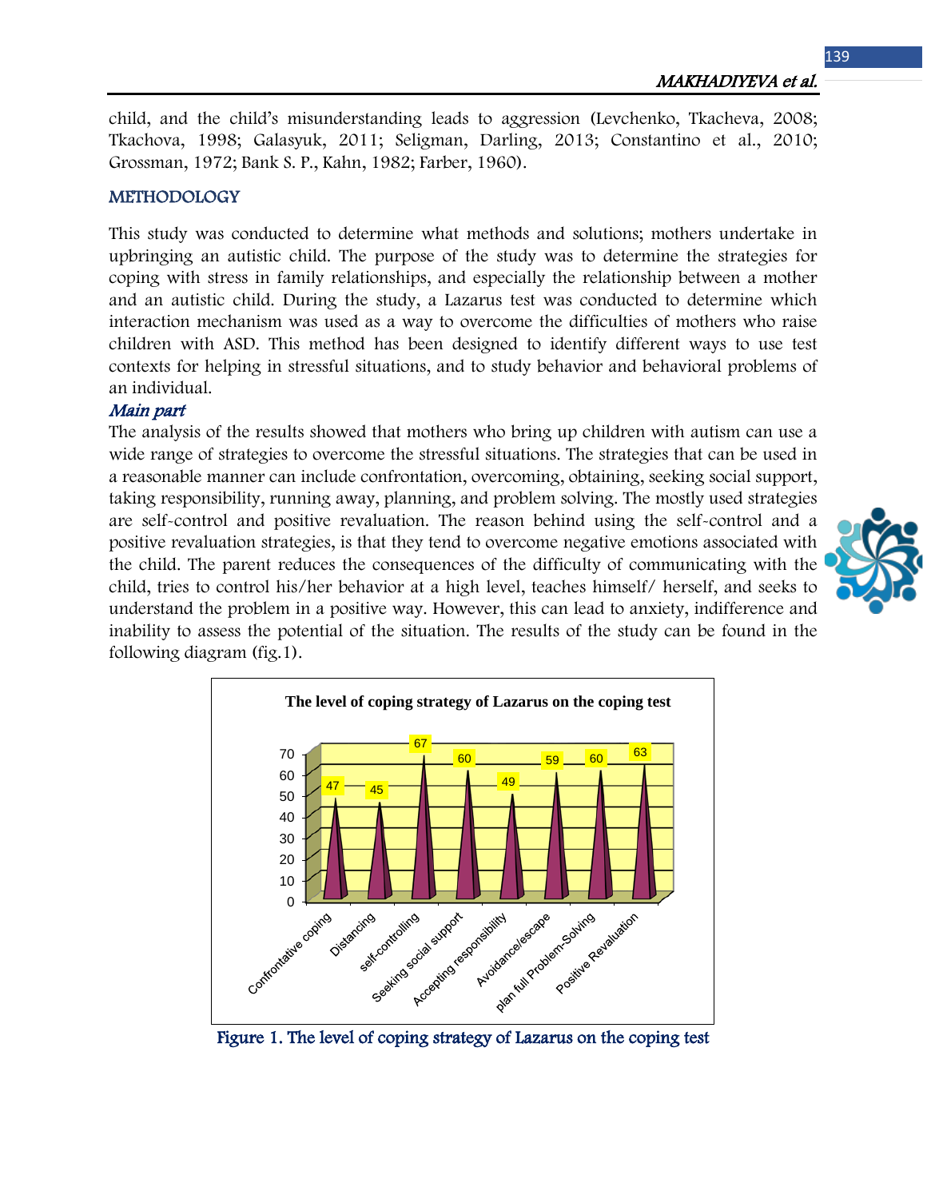child, and the child's misunderstanding leads to aggression (Levchenko, Tkacheva, 2008; Tkachova, 1998; Galasyuk, 2011; Seligman, Darling, 2013; Constantino et al., 2010; Grossman, 1972; Bank S. P., Kahn, 1982; Farber, 1960).

## METHODOLOGY

This study was conducted to determine what methods and solutions; mothers undertake in upbringing an autistic child. The purpose of the study was to determine the strategies for coping with stress in family relationships, and especially the relationship between a mother and an autistic child. During the study, a Lazarus test was conducted to determine which interaction mechanism was used as a way to overcome the difficulties of mothers who raise children with ASD. This method has been designed to identify different ways to use test contexts for helping in stressful situations, and to study behavior and behavioral problems of an individual.

### *Main part*

The analysis of the results showed that mothers who bring up children with autism can use a wide range of strategies to overcome the stressful situations. The strategies that can be used in a reasonable manner can include confrontation, overcoming, obtaining, seeking social support, taking responsibility, running away, planning, and problem solving. The mostly used strategies are self-control and positive revaluation. The reason behind using the self-control and a positive revaluation strategies, is that they tend to overcome negative emotions associated with the child. The parent reduces the consequences of the difficulty of communicating with the child, tries to control his/her behavior at a high level, teaches himself/ herself, and seeks to understand the problem in a positive way. However, this can lead to anxiety, indifference and inability to assess the potential of the situation. The results of the study can be found in the following diagram (fig.1).

**The level of coping strategy of Lazarus on the coping test**

| Strategy | Level |
|---|---|
| Confrontative coping | 47 |
| Distancing | 45 |
| self-controlling | 67 |
| Seeking social support | 60 |
| Accepting responsibility | 49 |
| Avoidance/escape | 59 |
| plan full Problem-Solving | 60 |
| Positive Revaluation | 63 |

Figure 1. The level of coping strategy of Lazarus on the coping test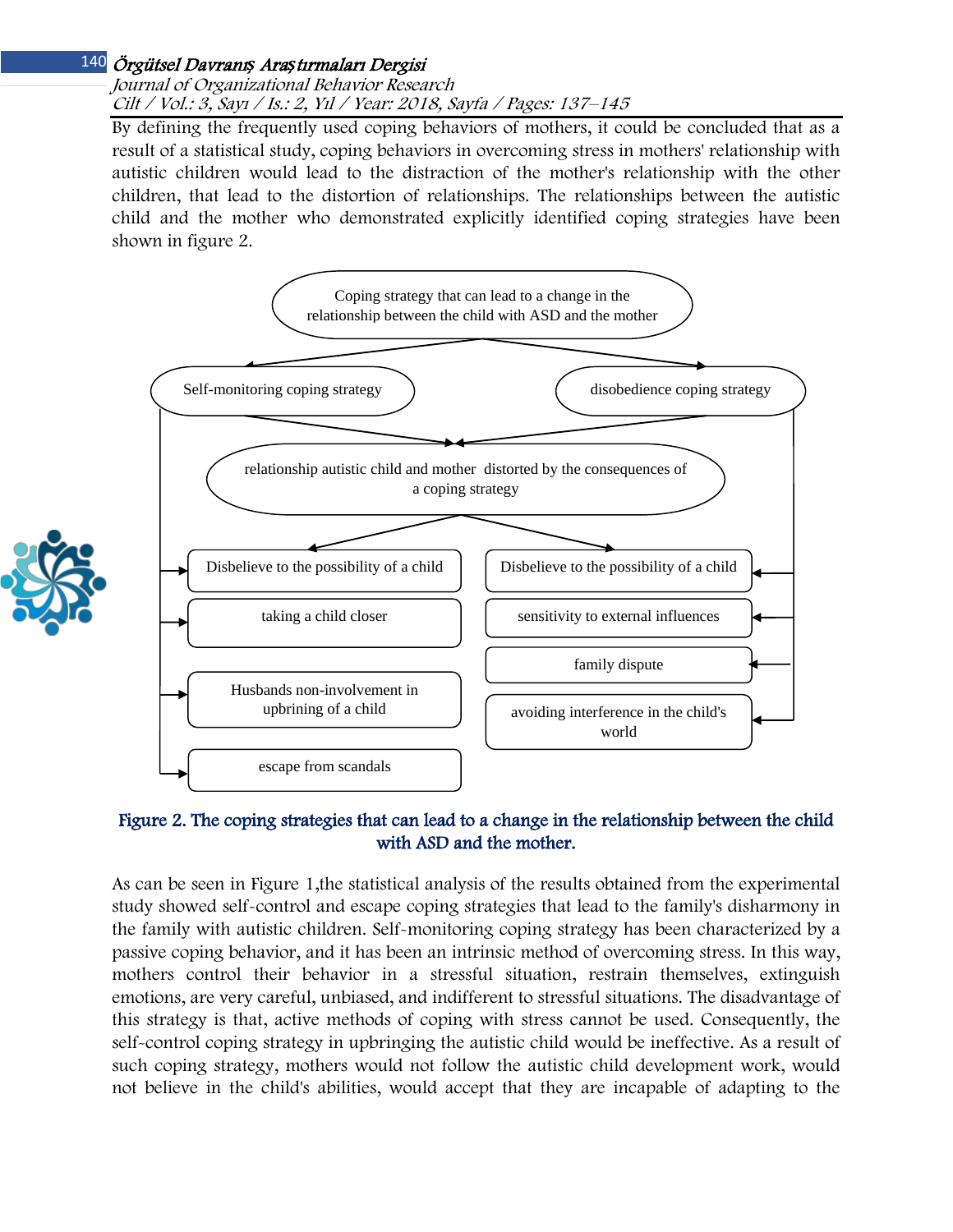By defining the frequently used coping behaviors of mothers, it could be concluded that as a result of a statistical study, coping behaviors in overcoming stress in mothers' relationship with autistic children would lead to the distraction of the mother's relationship with the other children, that lead to the distortion of relationships. The relationships between the autistic child and the mother who demonstrated explicitly identified coping strategies have been shown in figure 2.

Coping strategy that can lead to a change in the relationship between the child with ASD and the mother

Self-monitoring coping strategy

disobedience coping strategy

relationship autistic child and mother distorted by the consequences of a coping strategy

Disbelieve to the possibility of a child

taking a child closer

Husbands non-involvement in upbrining of a child

escape from scandals

Disbelieve to the possibility of a child

sensitivity to external influences

family dispute

avoiding interference in the child's world

**Figure 2. The coping strategies that can lead to a change in the relationship between the child with ASD and the mother.**

As can be seen in Figure 1,the statistical analysis of the results obtained from the experimental study showed self-control and escape coping strategies that lead to the family's disharmony in the family with autistic children. Self-monitoring coping strategy has been characterized by a passive coping behavior, and it has been an intrinsic method of overcoming stress. In this way, mothers control their behavior in a stressful situation, restrain themselves, extinguish emotions, are very careful, unbiased, and indifferent to stressful situations. The disadvantage of this strategy is that, active methods of coping with stress cannot be used. Consequently, the self-control coping strategy in upbringing the autistic child would be ineffective. As a result of such coping strategy, mothers would not follow the autistic child development work, would not believe in the child's abilities, would accept that they are incapable of adapting to the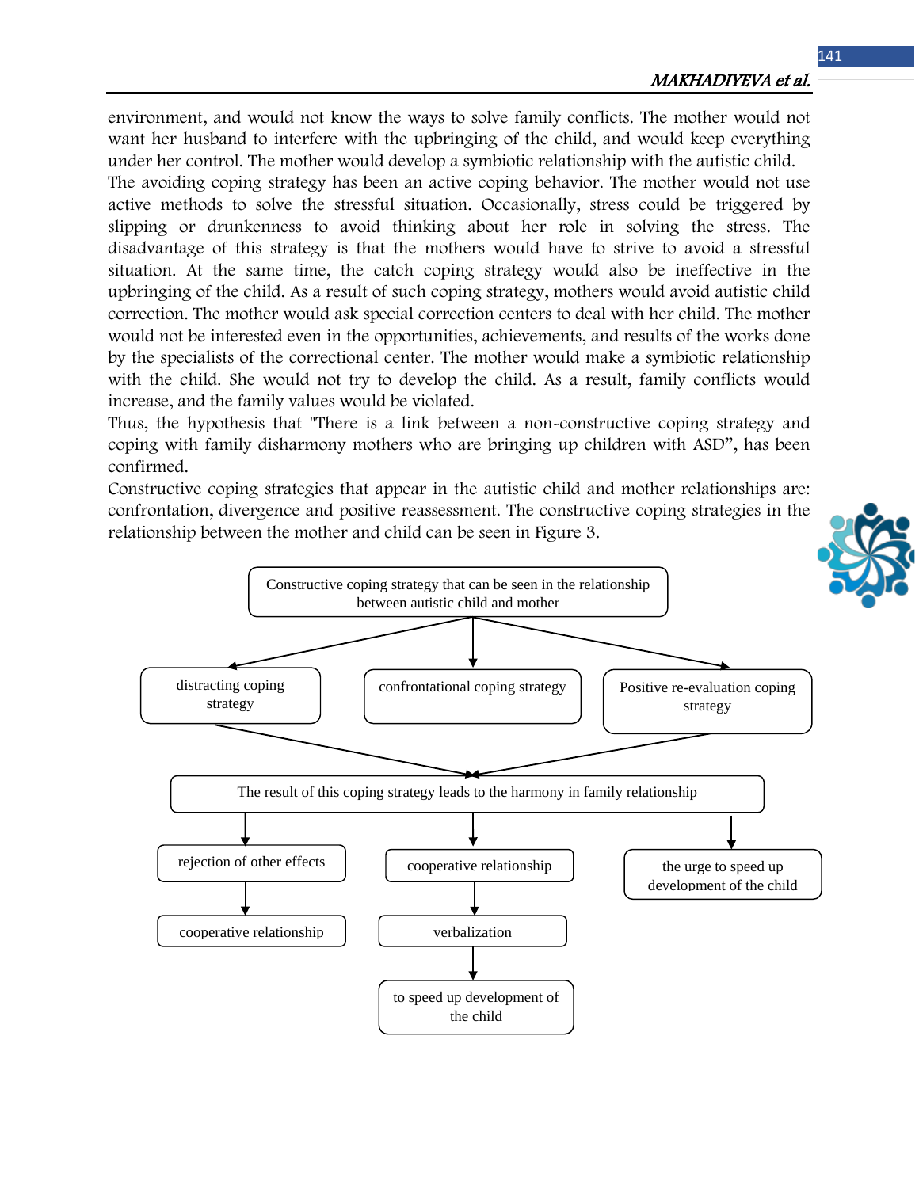environment, and would not know the ways to solve family conflicts. The mother would not want her husband to interfere with the upbringing of the child, and would keep everything under her control. The mother would develop a symbiotic relationship with the autistic child.
The avoiding coping strategy has been an active coping behavior. The mother would not use active methods to solve the stressful situation. Occasionally, stress could be triggered by slipping or drunkenness to avoid thinking about her role in solving the stress. The disadvantage of this strategy is that the mothers would have to strive to avoid a stressful situation. At the same time, the catch coping strategy would also be ineffective in the upbringing of the child. As a result of such coping strategy, mothers would avoid autistic child correction. The mother would ask special correction centers to deal with her child. The mother would not be interested even in the opportunities, achievements, and results of the works done by the specialists of the correctional center. The mother would make a symbiotic relationship with the child. She would not try to develop the child. As a result, family conflicts would increase, and the family values would be violated.
Thus, the hypothesis that "There is a link between a non-constructive coping strategy and coping with family disharmony mothers who are bringing up children with ASD", has been confirmed.
Constructive coping strategies that appear in the autistic child and mother relationships are: confrontation, divergence and positive reassessment. The constructive coping strategies in the relationship between the mother and child can be seen in Figure 3.

Constructive coping strategy that can be seen in the relationship between autistic child and mother

- distracting coping strategy
- confrontational coping strategy
- Positive re-evaluation coping strategy

The result of this coping strategy leads to the harmony in family relationship

- rejection of other effects → cooperative relationship
- cooperative relationship → verbalization → to speed up development of the child
- the urge to speed up development of the child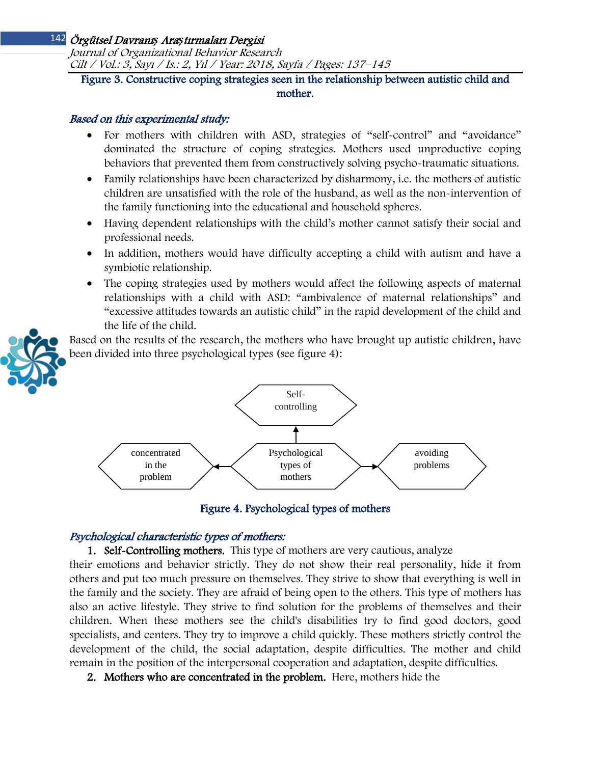Figure 3. Constructive coping strategies seen in the relationship between autistic child and mother.

*Based on this experimental study:*

- For mothers with children with ASD, strategies of "self-control" and "avoidance" dominated the structure of coping strategies. Mothers used unproductive coping behaviors that prevented them from constructively solving psycho-traumatic situations.
- Family relationships have been characterized by disharmony, i.e. the mothers of autistic children are unsatisfied with the role of the husband, as well as the non-intervention of the family functioning into the educational and household spheres.
- Having dependent relationships with the child's mother cannot satisfy their social and professional needs.
- In addition, mothers would have difficulty accepting a child with autism and have a symbiotic relationship.
- The coping strategies used by mothers would affect the following aspects of maternal relationships with a child with ASD: "ambivalence of maternal relationships" and "excessive attitudes towards an autistic child" in the rapid development of the child and the life of the child.

Based on the results of the research, the mothers who have brought up autistic children, have been divided into three psychological types (see figure 4):

Self-controlling ← Psychological types of mothers → concentrated in the problem; Psychological types of mothers → avoiding problems

Figure 4. Psychological types of mothers

*Psychological characteristic types of mothers:*

1. **Self-Controlling mothers.** This type of mothers are very cautious, analyze their emotions and behavior strictly. They do not show their real personality, hide it from others and put too much pressure on themselves. They strive to show that everything is well in the family and the society. They are afraid of being open to the others. This type of mothers has also an active lifestyle. They strive to find solution for the problems of themselves and their children. When these mothers see the child's disabilities try to find good doctors, good specialists, and centers. They try to improve a child quickly. These mothers strictly control the development of the child, the social adaptation, despite difficulties. The mother and child remain in the position of the interpersonal cooperation and adaptation, despite difficulties.
2. **Mothers who are concentrated in the problem.** Here, mothers hide the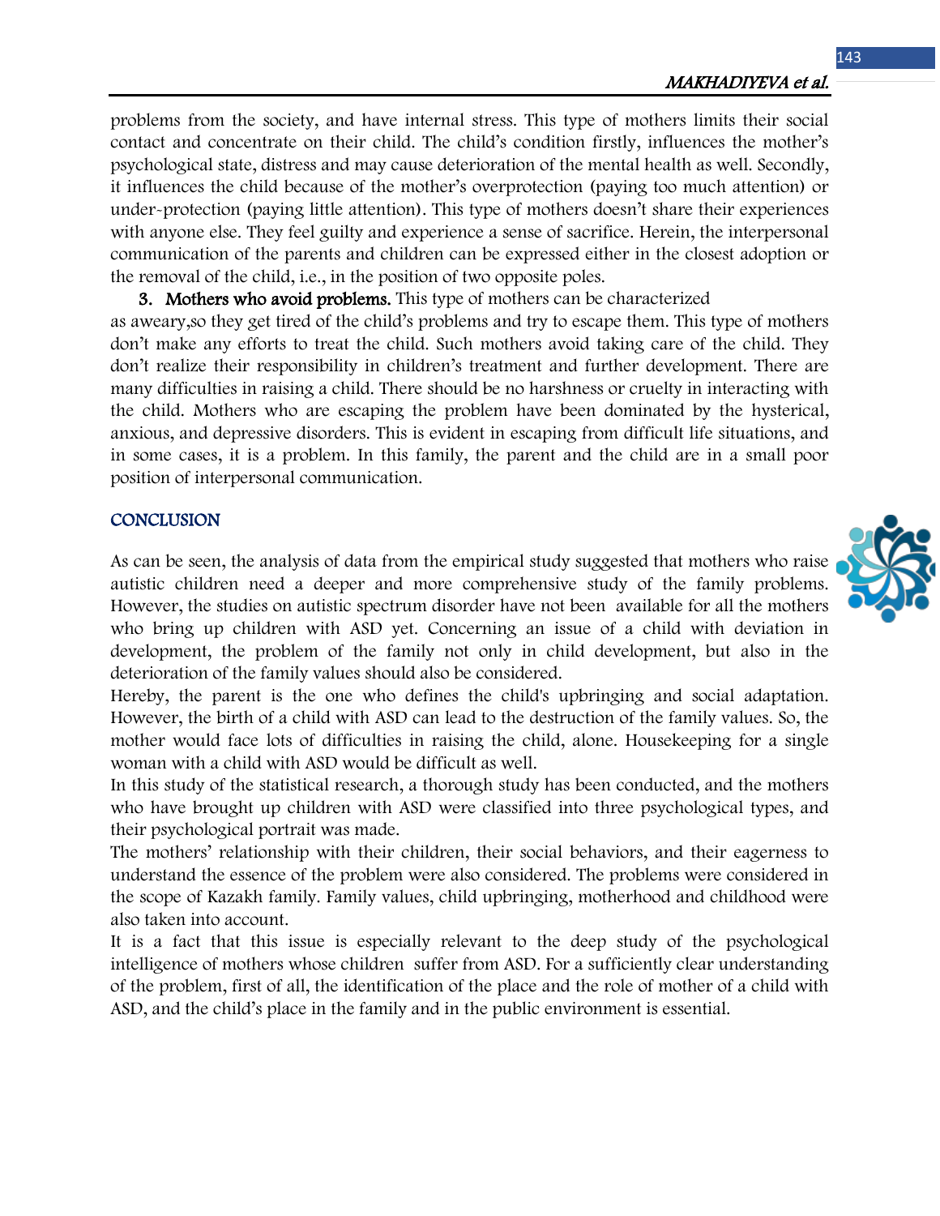problems from the society, and have internal stress. This type of mothers limits their social contact and concentrate on their child. The child's condition firstly, influences the mother's psychological state, distress and may cause deterioration of the mental health as well. Secondly, it influences the child because of the mother's overprotection (paying too much attention) or under-protection (paying little attention). This type of mothers doesn't share their experiences with anyone else. They feel guilty and experience a sense of sacrifice. Herein, the interpersonal communication of the parents and children can be expressed either in the closest adoption or the removal of the child, i.e., in the position of two opposite poles.

3. **Mothers who avoid problems.** This type of mothers can be characterized as aweary,so they get tired of the child's problems and try to escape them. This type of mothers don't make any efforts to treat the child. Such mothers avoid taking care of the child. They don't realize their responsibility in children's treatment and further development. There are many difficulties in raising a child. There should be no harshness or cruelty in interacting with the child. Mothers who are escaping the problem have been dominated by the hysterical, anxious, and depressive disorders. This is evident in escaping from difficult life situations, and in some cases, it is a problem. In this family, the parent and the child are in a small poor position of interpersonal communication.

## CONCLUSION

As can be seen, the analysis of data from the empirical study suggested that mothers who raise autistic children need a deeper and more comprehensive study of the family problems. However, the studies on autistic spectrum disorder have not been available for all the mothers who bring up children with ASD yet. Concerning an issue of a child with deviation in development, the problem of the family not only in child development, but also in the deterioration of the family values should also be considered.

Hereby, the parent is the one who defines the child's upbringing and social adaptation. However, the birth of a child with ASD can lead to the destruction of the family values. So, the mother would face lots of difficulties in raising the child, alone. Housekeeping for a single woman with a child with ASD would be difficult as well.

In this study of the statistical research, a thorough study has been conducted, and the mothers who have brought up children with ASD were classified into three psychological types, and their psychological portrait was made.

The mothers' relationship with their children, their social behaviors, and their eagerness to understand the essence of the problem were also considered. The problems were considered in the scope of Kazakh family. Family values, child upbringing, motherhood and childhood were also taken into account.

It is a fact that this issue is especially relevant to the deep study of the psychological intelligence of mothers whose children suffer from ASD. For a sufficiently clear understanding of the problem, first of all, the identification of the place and the role of mother of a child with ASD, and the child's place in the family and in the public environment is essential.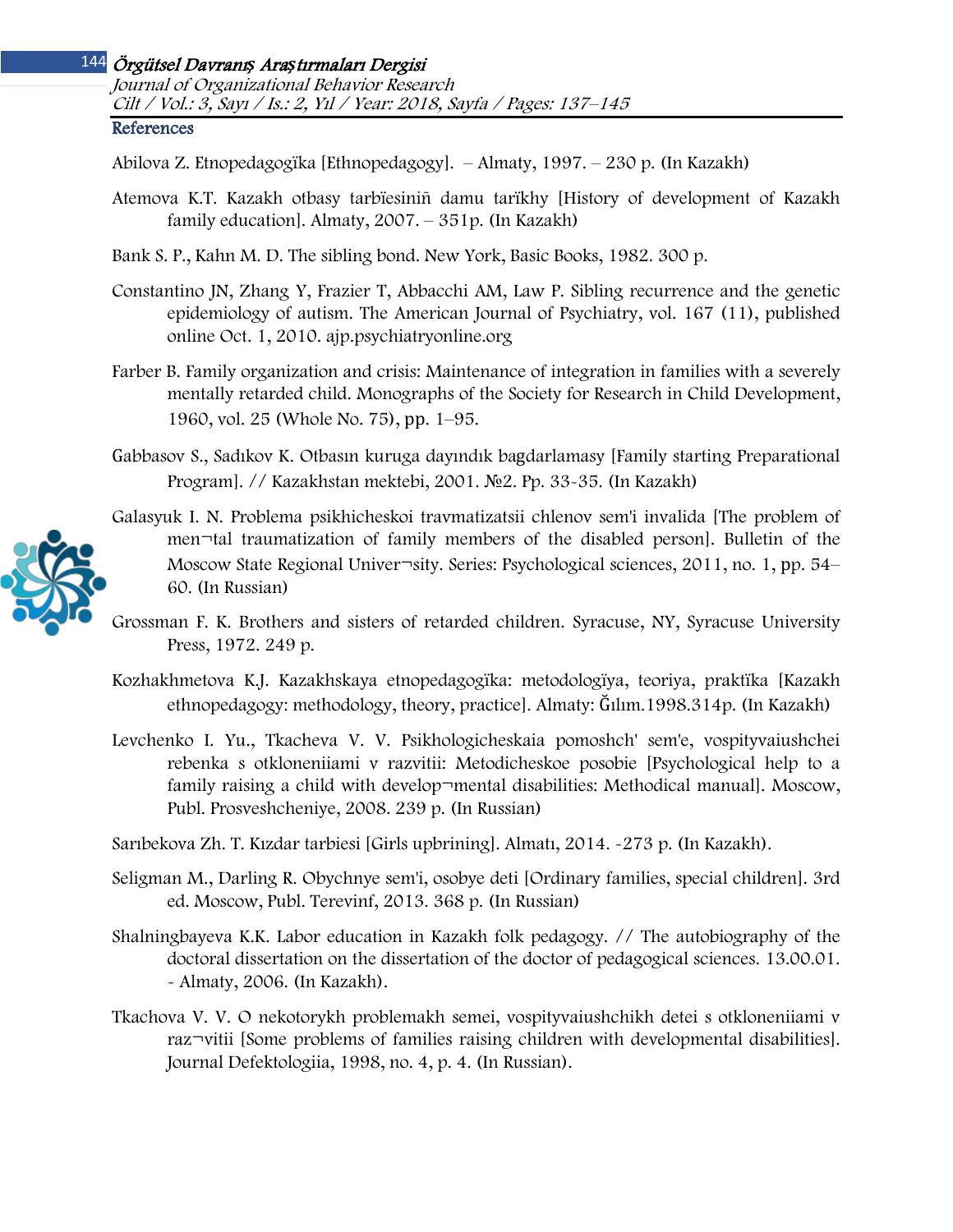## References

Abilova Z. Etnopedagogïka [Ethnopedagogy]. – Almaty, 1997. – 230 p. (In Kazakh)

Atemova K.T. Kazakh otbasy tarbïesiniñ damu tarïkhy [History of development of Kazakh family education]. Almaty, 2007. – 351p. (In Kazakh)

Bank S. P., Kahn M. D. The sibling bond. New York, Basic Books, 1982. 300 p.

Constantino JN, Zhang Y, Frazier T, Abbacchi AM, Law P. Sibling recurrence and the genetic epidemiology of autism. The American Journal of Psychiatry, vol. 167 (11), published online Oct. 1, 2010. ajp.psychiatryonline.org

Farber B. Family organization and crisis: Maintenance of integration in families with a severely mentally retarded child. Monographs of the Society for Research in Child Development, 1960, vol. 25 (Whole No. 75), pp. 1–95.

Gabbasov S., Sadıkov K. Otbasın kuruga dayındık bagdarlamasy [Family starting Preparational Program]. // Kazakhstan mektebi, 2001. №2. Pp. 33-35. (In Kazakh)

Galasyuk I. N. Problema psikhicheskoi travmatizatsii chlenov sem'i invalida [The problem of men¬tal traumatization of family members of the disabled person]. Bulletin of the Moscow State Regional Univer¬sity. Series: Psychological sciences, 2011, no. 1, pp. 54–60. (In Russian)

Grossman F. K. Brothers and sisters of retarded children. Syracuse, NY, Syracuse University Press, 1972. 249 p.

Kozhakhmetova K.J. Kazakhskaya etnopedagogïka: metodologïya, teoriya, praktïka [Kazakh ethnopedagogy: methodology, theory, practice]. Almaty: Ğılım.1998.314p. (In Kazakh)

Levchenko I. Yu., Tkacheva V. V. Psikhologicheskaia pomoshch' sem'e, vospityvaiushchei rebenka s otkloneniiami v razvitii: Metodicheskoe posobie [Psychological help to a family raising a child with develop¬mental disabilities: Methodical manual]. Moscow, Publ. Prosveshcheniye, 2008. 239 p. (In Russian)

Sarıbekova Zh. T. Kızdar tarbiesi [Girls upbringing]. Almatı, 2014. -273 p. (In Kazakh).

Seligman M., Darling R. Obychnye sem'i, osobye deti [Ordinary families, special children]. 3rd ed. Moscow, Publ. Terevinf, 2013. 368 p. (In Russian)

Shalningbayeva K.K. Labor education in Kazakh folk pedagogy. // The autobiography of the doctoral dissertation on the dissertation of the doctor of pedagogical sciences. 13.00.01. - Almaty, 2006. (In Kazakh).

Tkachova V. V. O nekotorykh problemakh semei, vospityvaiushchikh detei s otkloneniiami v raz¬vitii [Some problems of families raising children with developmental disabilities]. Journal Defektologiia, 1998, no. 4, p. 4. (In Russian).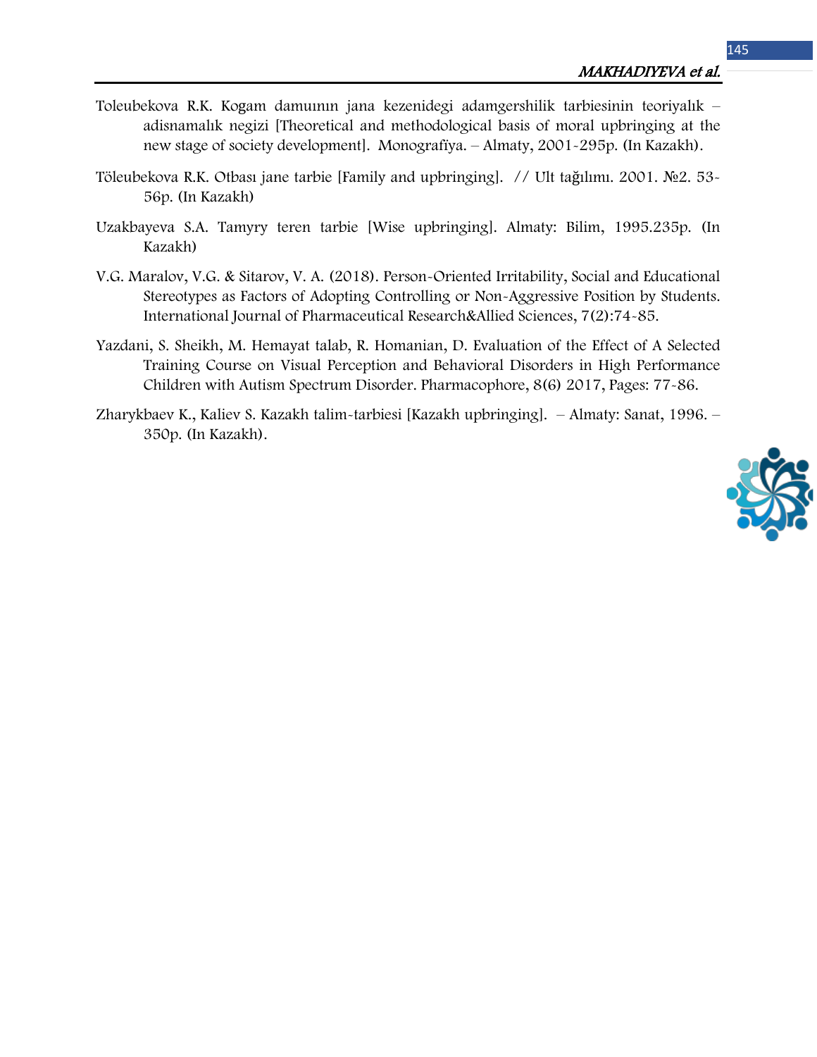Toleubekova R.K. Kogam damuının jana kezenidegi adamgershilik tarbiesinin teoriyalık – adisnamalık negizi [Theoretical and methodological basis of moral upbringing at the new stage of society development]. Monografiya. – Almaty, 2001-295p. (In Kazakh).

Töleubekova R.K. Otbası jane tarbie [Family and upbringing]. // Ult tağılımı. 2001. №2. 53-56p. (In Kazakh)

Uzakbayeva S.A. Tamyry teren tarbie [Wise upbringing]. Almaty: Bilim, 1995.235p. (In Kazakh)

V.G. Maralov, V.G. & Sitarov, V. A. (2018). Person-Oriented Irritability, Social and Educational Stereotypes as Factors of Adopting Controlling or Non-Aggressive Position by Students. International Journal of Pharmaceutical Research&Allied Sciences, 7(2):74-85.

Yazdani, S. Sheikh, M. Hemayat talab, R. Homanian, D. Evaluation of the Effect of A Selected Training Course on Visual Perception and Behavioral Disorders in High Performance Children with Autism Spectrum Disorder. Pharmacophore, 8(6) 2017, Pages: 77-86.

Zharykbaev K., Kaliev S. Kazakh talim-tarbiesi [Kazakh upbringing]. – Almaty: Sanat, 1996. – 350p. (In Kazakh).